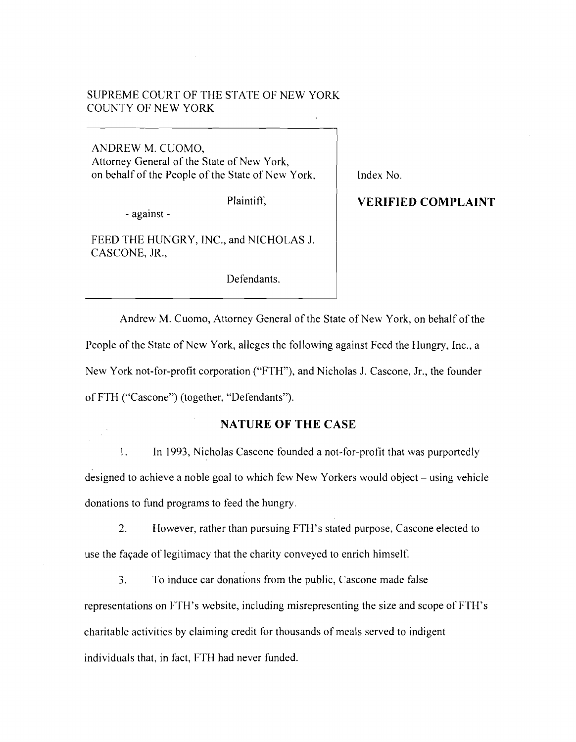SUPREME COURT OF THE STATE OF NEW YORK
COUNTY OF NEW YORK

| | |
|---|---|
| ANDREW M. CUOMO, Attorney General of the State of New York, on behalf of the People of the State of New York,<br><br>Plaintiff,<br><br>- against -<br><br>FEED THE HUNGRY, INC., and NICHOLAS J. CASCONE, JR.,<br><br>Defendants. | Index No.<br><br>**VERIFIED COMPLAINT** |

Andrew M. Cuomo, Attorney General of the State of New York, on behalf of the People of the State of New York, alleges the following against Feed the Hungry, Inc., a New York not-for-profit corporation ("FTH"), and Nicholas J. Cascone, Jr., the founder of FTH ("Cascone") (together, "Defendants").

## NATURE OF THE CASE

1. In 1993, Nicholas Cascone founded a not-for-profit that was purportedly designed to achieve a noble goal to which few New Yorkers would object – using vehicle donations to fund programs to feed the hungry.

2. However, rather than pursuing FTH's stated purpose, Cascone elected to use the façade of legitimacy that the charity conveyed to enrich himself.

3. To induce car donations from the public, Cascone made false representations on FTH's website, including misrepresenting the size and scope of FTH's charitable activities by claiming credit for thousands of meals served to indigent individuals that, in fact, FTH had never funded.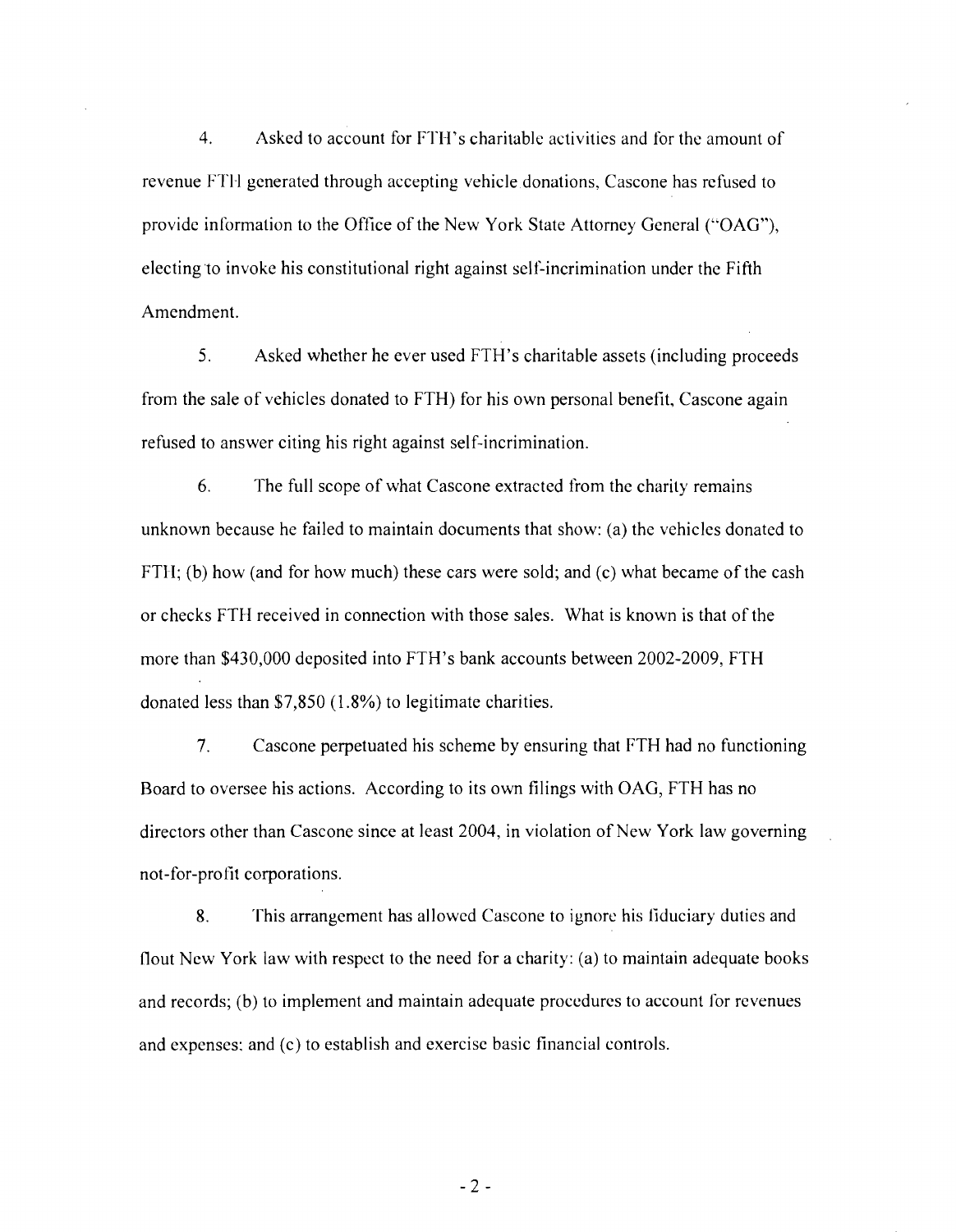4. Asked to account for FTH's charitable activities and for the amount of revenue FTH generated through accepting vehicle donations, Cascone has refused to provide information to the Office of the New York State Attorney General ("OAG"), electing to invoke his constitutional right against self-incrimination under the Fifth Amendment.

5. Asked whether he ever used FTH's charitable assets (including proceeds from the sale of vehicles donated to FTH) for his own personal benefit, Cascone again refused to answer citing his right against self-incrimination.

6. The full scope of what Cascone extracted from the charity remains unknown because he failed to maintain documents that show: (a) the vehicles donated to FTH; (b) how (and for how much) these cars were sold; and (c) what became of the cash or checks FTH received in connection with those sales. What is known is that of the more than $430,000 deposited into FTH's bank accounts between 2002-2009, FTH donated less than $7,850 (1.8%) to legitimate charities.

7. Cascone perpetuated his scheme by ensuring that FTH had no functioning Board to oversee his actions. According to its own filings with OAG, FTH has no directors other than Cascone since at least 2004, in violation of New York law governing not-for-profit corporations.

8. This arrangement has allowed Cascone to ignore his fiduciary duties and flout New York law with respect to the need for a charity: (a) to maintain adequate books and records; (b) to implement and maintain adequate procedures to account for revenues and expenses; and (c) to establish and exercise basic financial controls.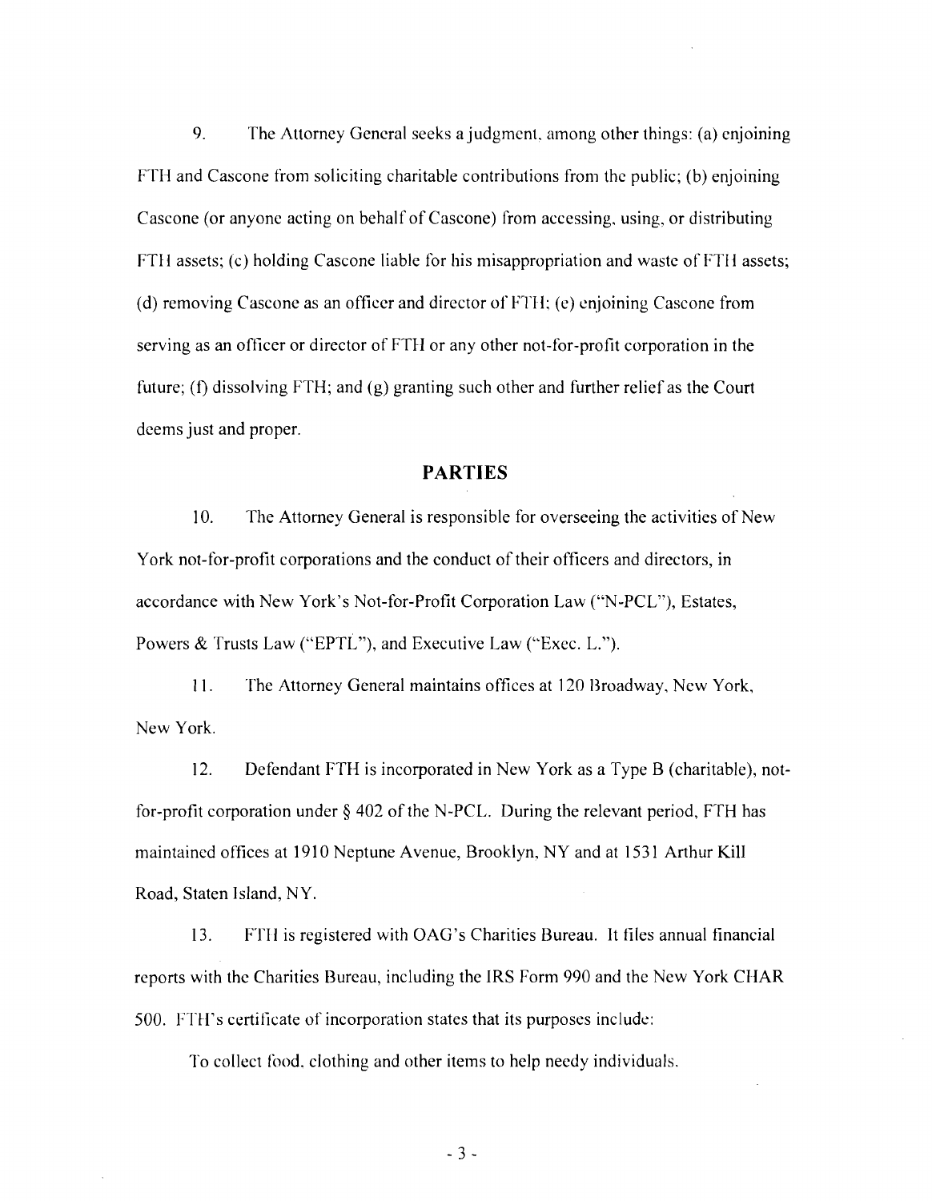9. The Attorney General seeks a judgment, among other things: (a) enjoining FTH and Cascone from soliciting charitable contributions from the public; (b) enjoining Cascone (or anyone acting on behalf of Cascone) from accessing, using, or distributing FTH assets; (c) holding Cascone liable for his misappropriation and waste of FTH assets; (d) removing Cascone as an officer and director of FTH; (e) enjoining Cascone from serving as an officer or director of FTH or any other not-for-profit corporation in the future; (f) dissolving FTH; and (g) granting such other and further relief as the Court deems just and proper.

## PARTIES

10. The Attorney General is responsible for overseeing the activities of New York not-for-profit corporations and the conduct of their officers and directors, in accordance with New York's Not-for-Profit Corporation Law ("N-PCL"), Estates, Powers & Trusts Law ("EPTL"), and Executive Law ("Exec. L.").

11. The Attorney General maintains offices at 120 Broadway, New York, New York.

12. Defendant FTH is incorporated in New York as a Type B (charitable), not-for-profit corporation under § 402 of the N-PCL. During the relevant period, FTH has maintained offices at 1910 Neptune Avenue, Brooklyn, NY and at 1531 Arthur Kill Road, Staten Island, NY.

13. FTH is registered with OAG's Charities Bureau. It files annual financial reports with the Charities Bureau, including the IRS Form 990 and the New York CHAR 500. FTH's certificate of incorporation states that its purposes include:

To collect food, clothing and other items to help needy individuals.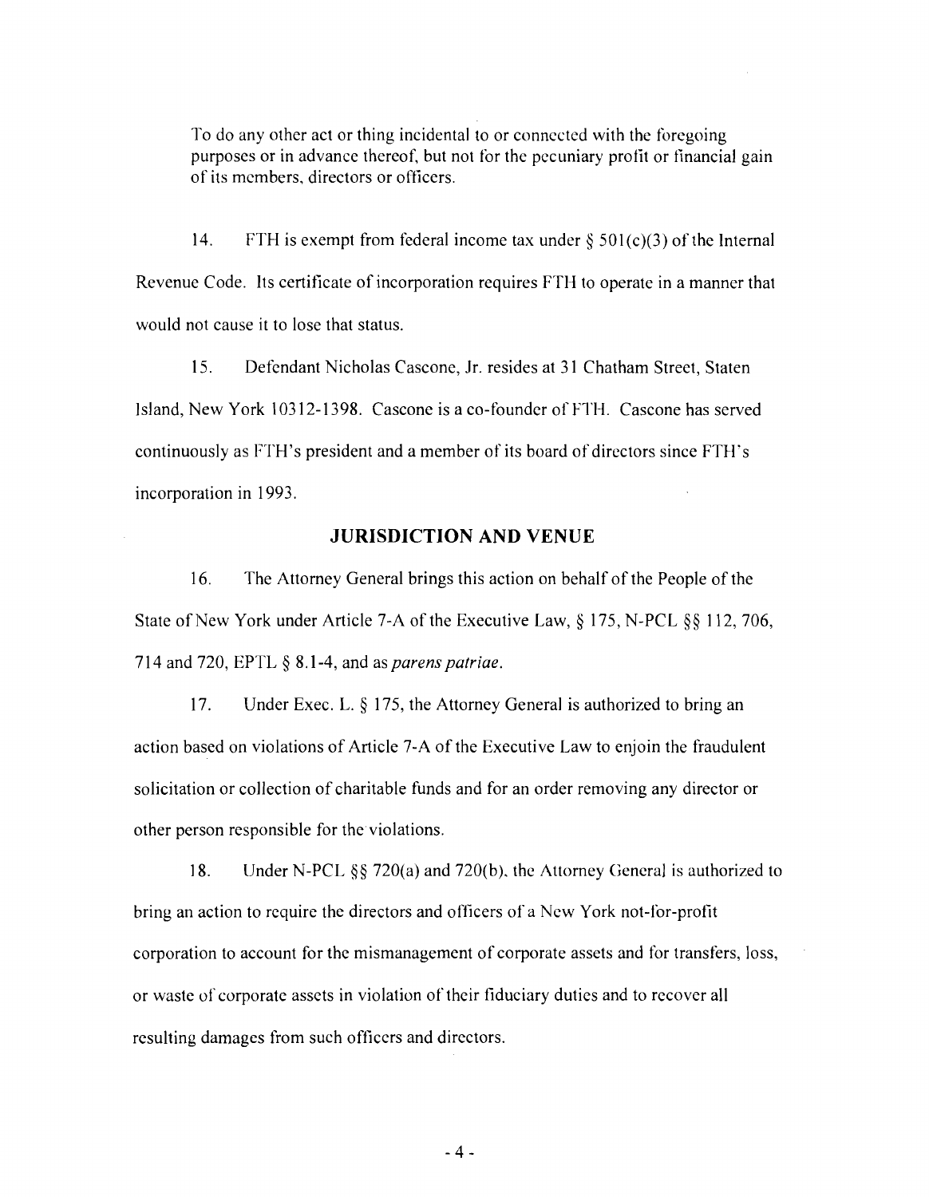To do any other act or thing incidental to or connected with the foregoing purposes or in advance thereof, but not for the pecuniary profit or financial gain of its members, directors or officers.

14. FTH is exempt from federal income tax under § 501(c)(3) of the Internal Revenue Code. Its certificate of incorporation requires FTH to operate in a manner that would not cause it to lose that status.

15. Defendant Nicholas Cascone, Jr. resides at 31 Chatham Street, Staten Island, New York 10312-1398. Cascone is a co-founder of FTH. Cascone has served continuously as FTH's president and a member of its board of directors since FTH's incorporation in 1993.

## JURISDICTION AND VENUE

16. The Attorney General brings this action on behalf of the People of the State of New York under Article 7-A of the Executive Law, § 175, N-PCL §§ 112, 706, 714 and 720, EPTL § 8.1-4, and as *parens patriae*.

17. Under Exec. L. § 175, the Attorney General is authorized to bring an action based on violations of Article 7-A of the Executive Law to enjoin the fraudulent solicitation or collection of charitable funds and for an order removing any director or other person responsible for the violations.

18. Under N-PCL §§ 720(a) and 720(b), the Attorney General is authorized to bring an action to require the directors and officers of a New York not-for-profit corporation to account for the mismanagement of corporate assets and for transfers, loss, or waste of corporate assets in violation of their fiduciary duties and to recover all resulting damages from such officers and directors.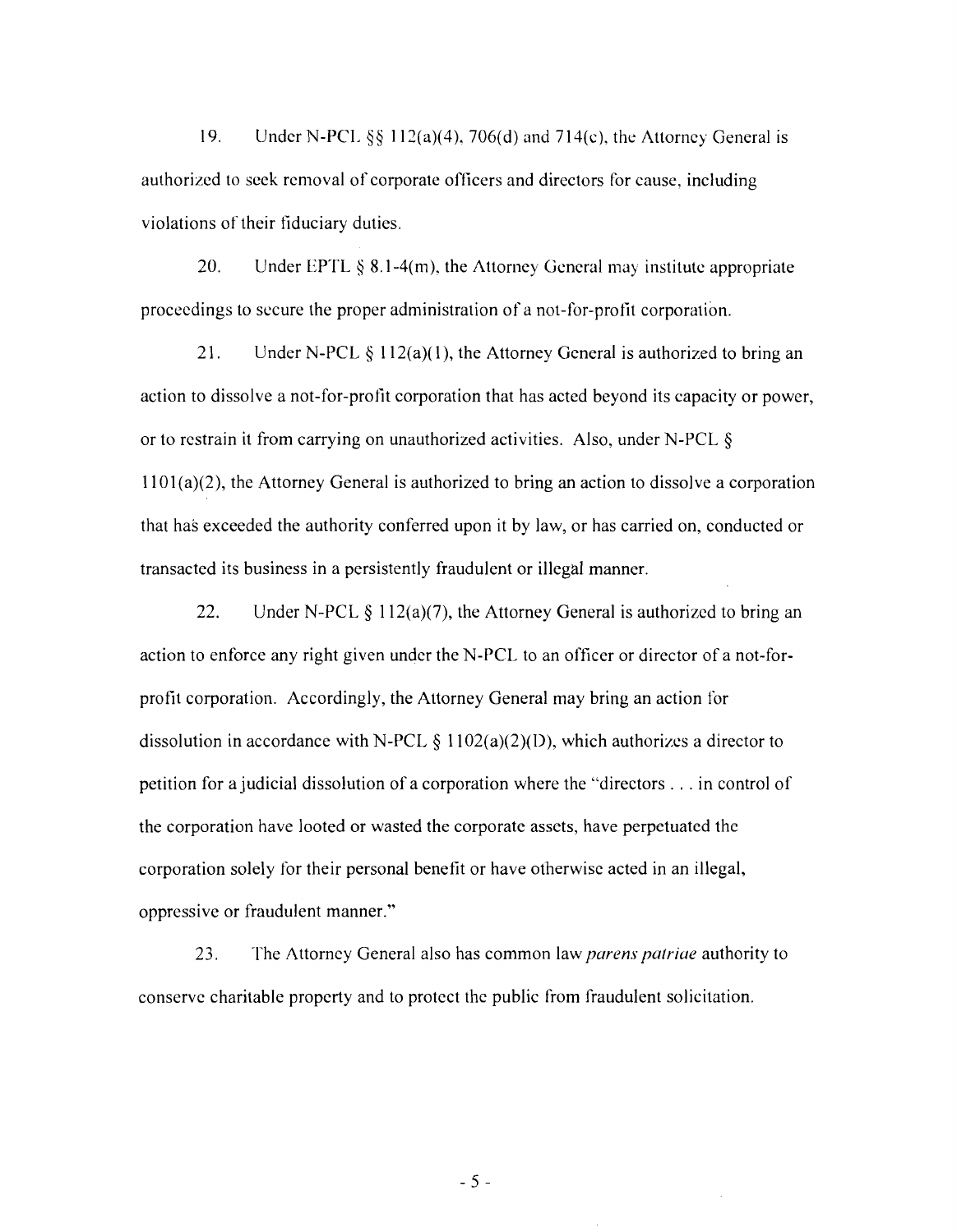19. Under N-PCL §§ 112(a)(4), 706(d) and 714(c), the Attorney General is authorized to seek removal of corporate officers and directors for cause, including violations of their fiduciary duties.

20. Under EPTL § 8.1-4(m), the Attorney General may institute appropriate proceedings to secure the proper administration of a not-for-profit corporation.

21. Under N-PCL § 112(a)(1), the Attorney General is authorized to bring an action to dissolve a not-for-profit corporation that has acted beyond its capacity or power, or to restrain it from carrying on unauthorized activities. Also, under N-PCL § 1101(a)(2), the Attorney General is authorized to bring an action to dissolve a corporation that has exceeded the authority conferred upon it by law, or has carried on, conducted or transacted its business in a persistently fraudulent or illegal manner.

22. Under N-PCL § 112(a)(7), the Attorney General is authorized to bring an action to enforce any right given under the N-PCL to an officer or director of a not-for-profit corporation. Accordingly, the Attorney General may bring an action for dissolution in accordance with N-PCL § 1102(a)(2)(D), which authorizes a director to petition for a judicial dissolution of a corporation where the "directors . . . in control of the corporation have looted or wasted the corporate assets, have perpetuated the corporation solely for their personal benefit or have otherwise acted in an illegal, oppressive or fraudulent manner."

23. The Attorney General also has common law *parens patriae* authority to conserve charitable property and to protect the public from fraudulent solicitation.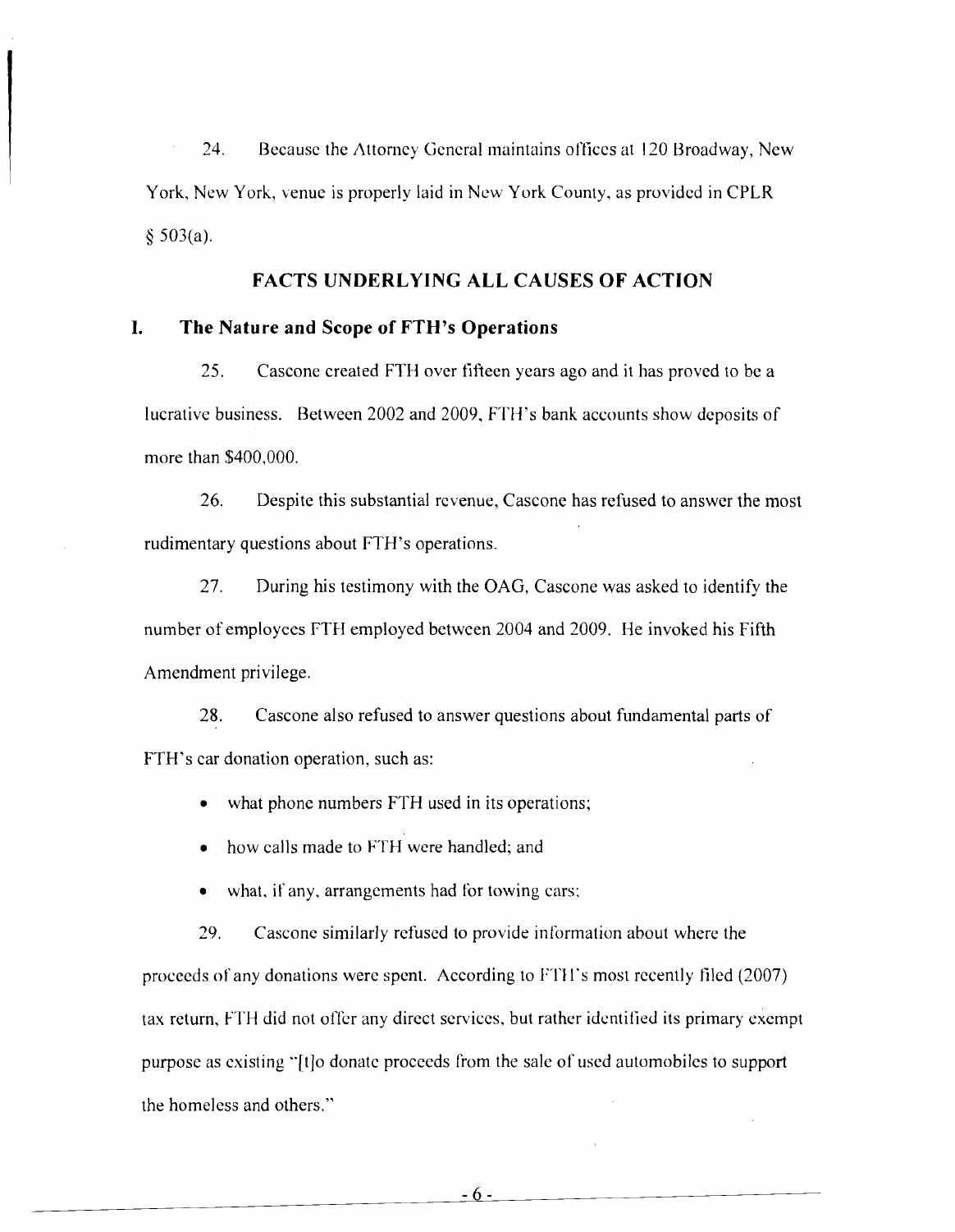24. Because the Attorney General maintains offices at 120 Broadway, New York, New York, venue is properly laid in New York County, as provided in CPLR § 503(a).

## FACTS UNDERLYING ALL CAUSES OF ACTION

### I. The Nature and Scope of FTH's Operations

25. Cascone created FTH over fifteen years ago and it has proved to be a lucrative business. Between 2002 and 2009, FTH's bank accounts show deposits of more than $400,000.

26. Despite this substantial revenue, Cascone has refused to answer the most rudimentary questions about FTH's operations.

27. During his testimony with the OAG, Cascone was asked to identify the number of employees FTH employed between 2004 and 2009. He invoked his Fifth Amendment privilege.

28. Cascone also refused to answer questions about fundamental parts of FTH's car donation operation, such as:

- what phone numbers FTH used in its operations;
- how calls made to FTH were handled; and
- what, if any, arrangements had for towing cars;

29. Cascone similarly refused to provide information about where the proceeds of any donations were spent. According to FTH's most recently filed (2007) tax return, FTH did not offer any direct services, but rather identified its primary exempt purpose as existing "[t]o donate proceeds from the sale of used automobiles to support the homeless and others."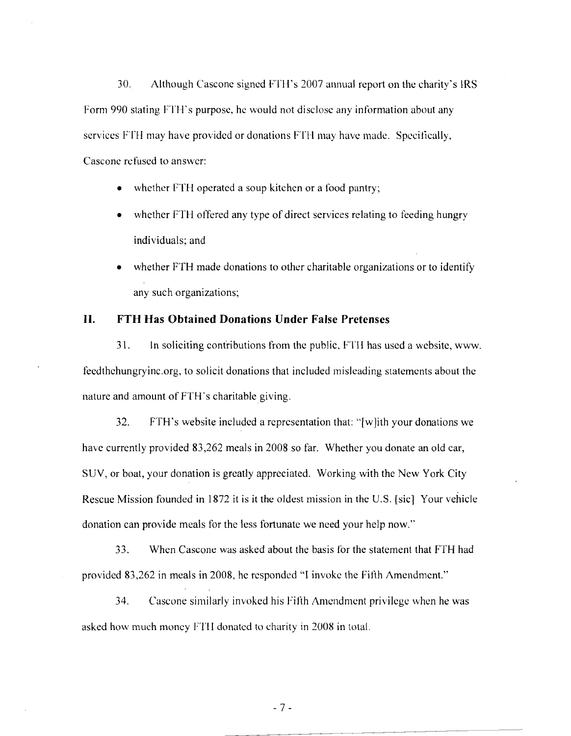30. Although Cascone signed FTH's 2007 annual report on the charity's IRS Form 990 stating FTH's purpose, he would not disclose any information about any services FTH may have provided or donations FTH may have made. Specifically, Cascone refused to answer:

- whether FTH operated a soup kitchen or a food pantry;
- whether FTH offered any type of direct services relating to feeding hungry individuals; and
- whether FTH made donations to other charitable organizations or to identify any such organizations;

## II. FTH Has Obtained Donations Under False Pretenses

31. In soliciting contributions from the public, FTH has used a website, www. feedthehungryinc.org, to solicit donations that included misleading statements about the nature and amount of FTH's charitable giving.

32. FTH's website included a representation that: "[w]ith your donations we have currently provided 83,262 meals in 2008 so far. Whether you donate an old car, SUV, or boat, your donation is greatly appreciated. Working with the New York City Rescue Mission founded in 1872 it is it the oldest mission in the U.S. [sic] Your vehicle donation can provide meals for the less fortunate we need your help now."

33. When Cascone was asked about the basis for the statement that FTH had provided 83,262 in meals in 2008, he responded "I invoke the Fifth Amendment."

34. Cascone similarly invoked his Fifth Amendment privilege when he was asked how much money FTH donated to charity in 2008 in total.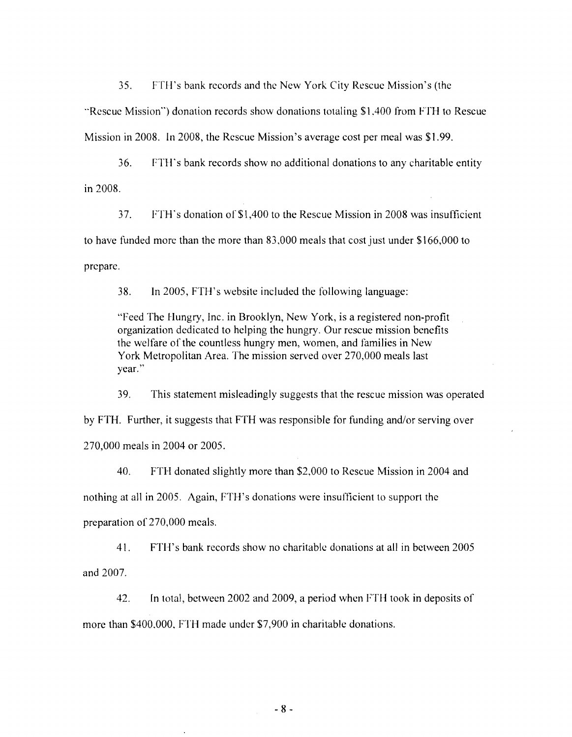35. FTH's bank records and the New York City Rescue Mission's (the "Rescue Mission") donation records show donations totaling $1,400 from FTH to Rescue Mission in 2008. In 2008, the Rescue Mission's average cost per meal was $1.99.

36. FTH's bank records show no additional donations to any charitable entity in 2008.

37. FTH's donation of $1,400 to the Rescue Mission in 2008 was insufficient to have funded more than the more than 83,000 meals that cost just under $166,000 to prepare.

38. In 2005, FTH's website included the following language:

> "Feed The Hungry, Inc. in Brooklyn, New York, is a registered non-profit organization dedicated to helping the hungry. Our rescue mission benefits the welfare of the countless hungry men, women, and families in New York Metropolitan Area. The mission served over 270,000 meals last year."

39. This statement misleadingly suggests that the rescue mission was operated by FTH. Further, it suggests that FTH was responsible for funding and/or serving over 270,000 meals in 2004 or 2005.

40. FTH donated slightly more than $2,000 to Rescue Mission in 2004 and nothing at all in 2005. Again, FTH's donations were insufficient to support the preparation of 270,000 meals.

41. FTH's bank records show no charitable donations at all in between 2005 and 2007.

42. In total, between 2002 and 2009, a period when FTH took in deposits of more than $400,000, FTH made under $7,900 in charitable donations.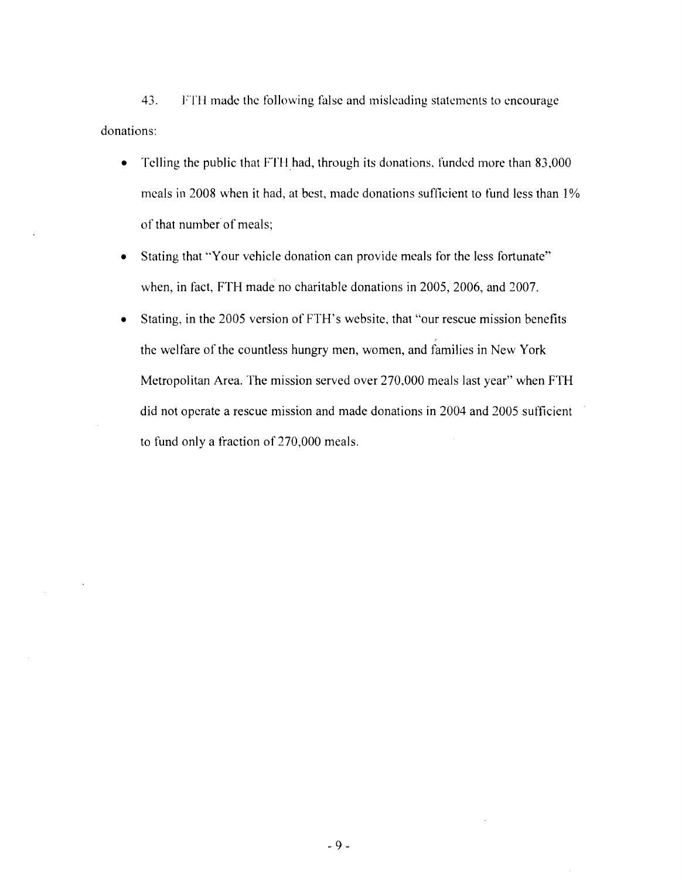43. FTH made the following false and misleading statements to encourage donations:

- Telling the public that FTH had, through its donations, funded more than 83,000 meals in 2008 when it had, at best, made donations sufficient to fund less than 1% of that number of meals;
- Stating that "Your vehicle donation can provide meals for the less fortunate" when, in fact, FTH made no charitable donations in 2005, 2006, and 2007.
- Stating, in the 2005 version of FTH's website, that "our rescue mission benefits the welfare of the countless hungry men, women, and families in New York Metropolitan Area. The mission served over 270,000 meals last year" when FTH did not operate a rescue mission and made donations in 2004 and 2005 sufficient to fund only a fraction of 270,000 meals.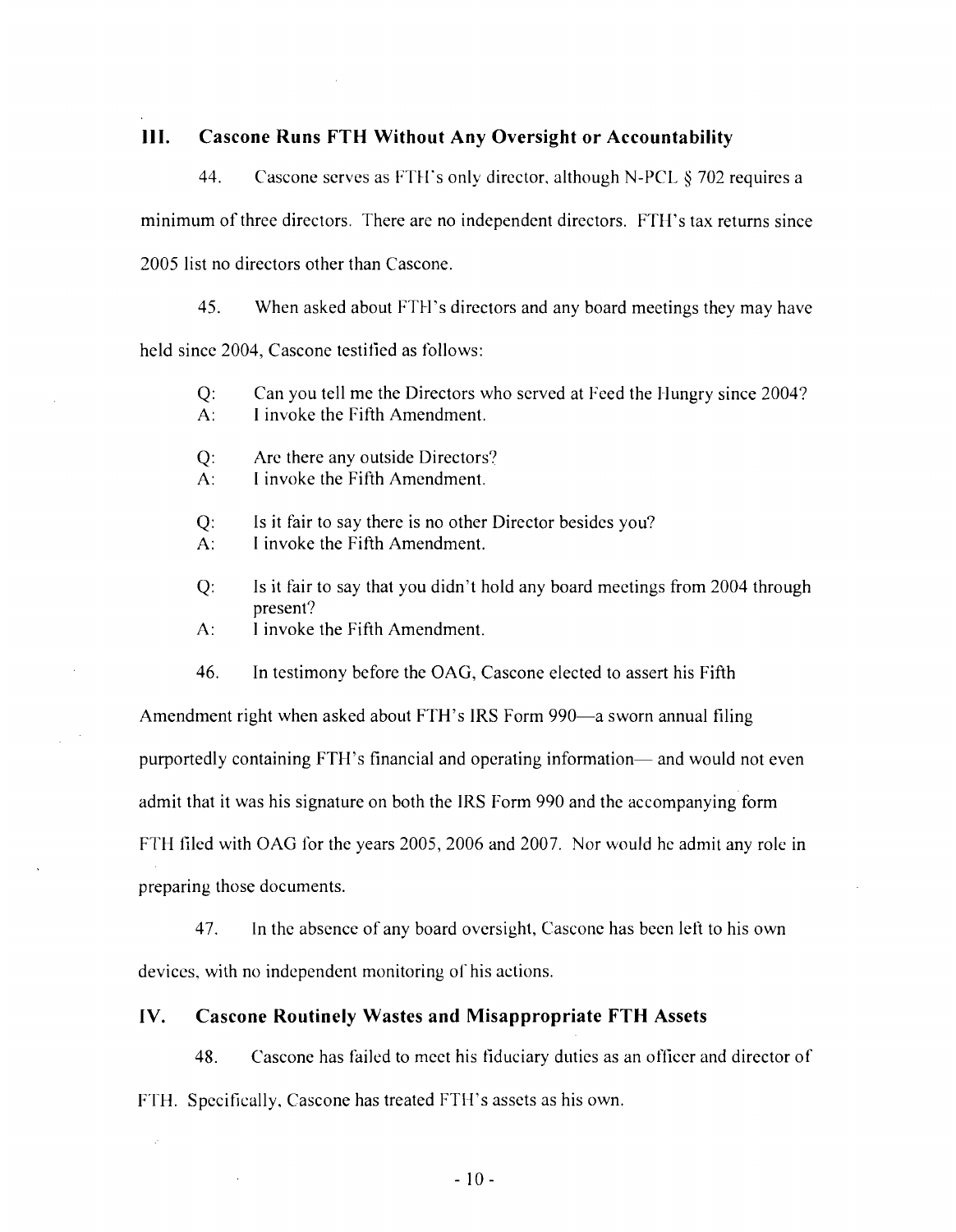## III. Cascone Runs FTH Without Any Oversight or Accountability

44. Cascone serves as FTH's only director, although N-PCL § 702 requires a minimum of three directors. There are no independent directors. FTH's tax returns since 2005 list no directors other than Cascone.

45. When asked about FTH's directors and any board meetings they may have held since 2004, Cascone testified as follows:

> Q: Can you tell me the Directors who served at Feed the Hungry since 2004?
> A: I invoke the Fifth Amendment.
>
> Q: Are there any outside Directors?
> A: I invoke the Fifth Amendment.
>
> Q: Is it fair to say there is no other Director besides you?
> A: I invoke the Fifth Amendment.
>
> Q: Is it fair to say that you didn't hold any board meetings from 2004 through present?
> A: I invoke the Fifth Amendment.

46. In testimony before the OAG, Cascone elected to assert his Fifth Amendment right when asked about FTH's IRS Form 990—a sworn annual filing purportedly containing FTH's financial and operating information— and would not even admit that it was his signature on both the IRS Form 990 and the accompanying form FTH filed with OAG for the years 2005, 2006 and 2007. Nor would he admit any role in preparing those documents.

47. In the absence of any board oversight, Cascone has been left to his own devices, with no independent monitoring of his actions.

## IV. Cascone Routinely Wastes and Misappropriate FTH Assets

48. Cascone has failed to meet his fiduciary duties as an officer and director of FTH. Specifically, Cascone has treated FTH's assets as his own.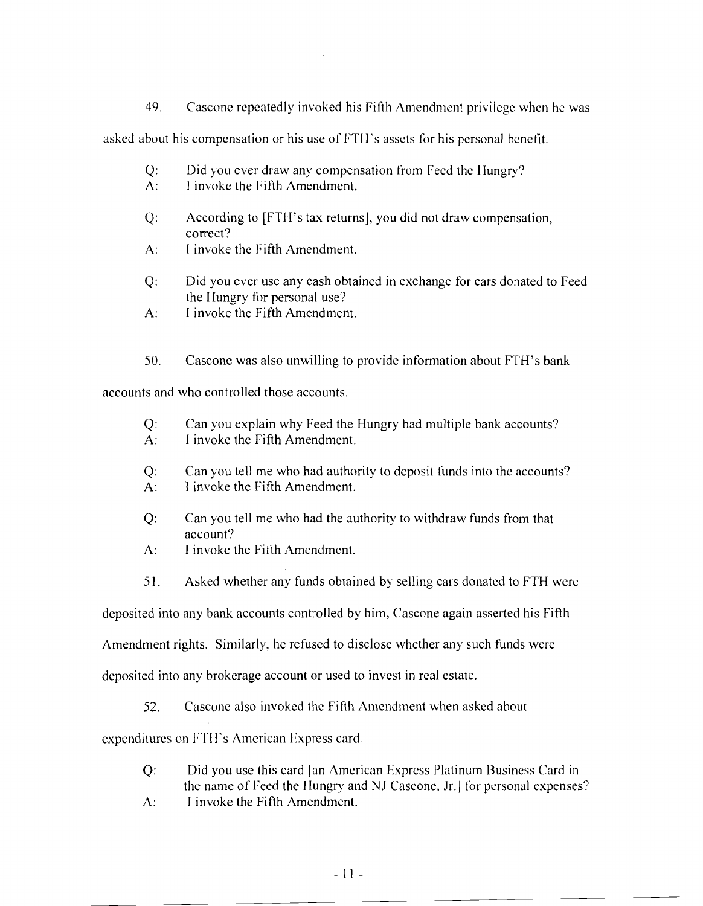49. Cascone repeatedly invoked his Fifth Amendment privilege when he was asked about his compensation or his use of FTH's assets for his personal benefit.

> Q: Did you ever draw any compensation from Feed the Hungry?
> A: I invoke the Fifth Amendment.
>
> Q: According to [FTH's tax returns], you did not draw compensation, correct?
> A: I invoke the Fifth Amendment.
>
> Q: Did you ever use any cash obtained in exchange for cars donated to Feed the Hungry for personal use?
> A: I invoke the Fifth Amendment.

50. Cascone was also unwilling to provide information about FTH's bank accounts and who controlled those accounts.

> Q: Can you explain why Feed the Hungry had multiple bank accounts?
> A: I invoke the Fifth Amendment.
>
> Q: Can you tell me who had authority to deposit funds into the accounts?
> A: I invoke the Fifth Amendment.
>
> Q: Can you tell me who had the authority to withdraw funds from that account?
> A: I invoke the Fifth Amendment.

51. Asked whether any funds obtained by selling cars donated to FTH were deposited into any bank accounts controlled by him, Cascone again asserted his Fifth Amendment rights. Similarly, he refused to disclose whether any such funds were deposited into any brokerage account or used to invest in real estate.

52. Cascone also invoked the Fifth Amendment when asked about expenditures on FTH's American Express card.

> Q: Did you use this card [an American Express Platinum Business Card in the name of Feed the Hungry and NJ Cascone, Jr.] for personal expenses?
> A: I invoke the Fifth Amendment.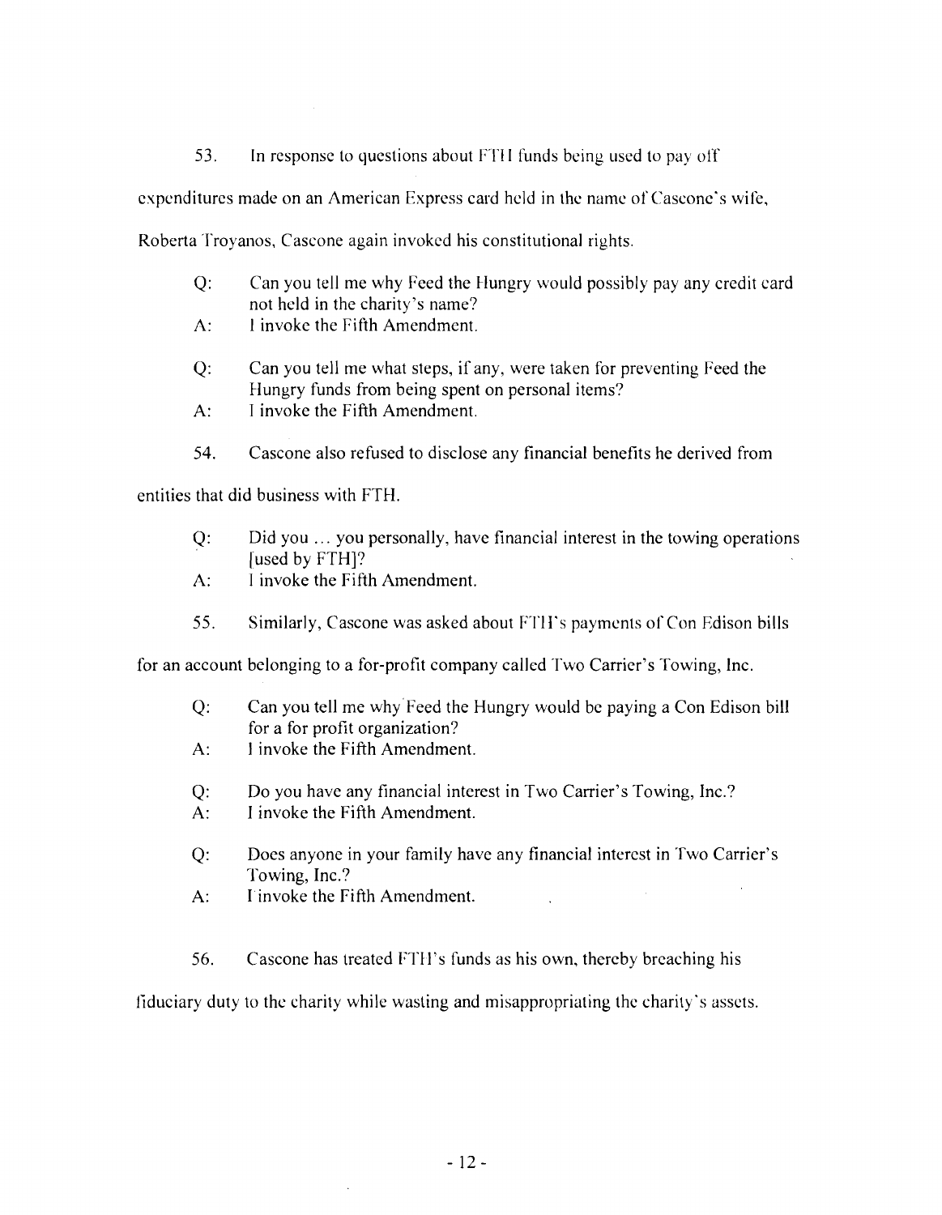53. In response to questions about FTH funds being used to pay off expenditures made on an American Express card held in the name of Cascone's wife, Roberta Troyanos, Cascone again invoked his constitutional rights.

> Q: Can you tell me why Feed the Hungry would possibly pay any credit card not held in the charity's name?
>
> A: I invoke the Fifth Amendment.
>
> Q: Can you tell me what steps, if any, were taken for preventing Feed the Hungry funds from being spent on personal items?
>
> A: I invoke the Fifth Amendment.

54. Cascone also refused to disclose any financial benefits he derived from entities that did business with FTH.

> Q: Did you ... you personally, have financial interest in the towing operations [used by FTH]?
>
> A: I invoke the Fifth Amendment.

55. Similarly, Cascone was asked about FTH's payments of Con Edison bills for an account belonging to a for-profit company called Two Carrier's Towing, Inc.

> Q: Can you tell me why Feed the Hungry would be paying a Con Edison bill for a for profit organization?
>
> A: I invoke the Fifth Amendment.
>
> Q: Do you have any financial interest in Two Carrier's Towing, Inc.?
>
> A: I invoke the Fifth Amendment.
>
> Q: Does anyone in your family have any financial interest in Two Carrier's Towing, Inc.?
>
> A: I invoke the Fifth Amendment.

56. Cascone has treated FTH's funds as his own, thereby breaching his fiduciary duty to the charity while wasting and misappropriating the charity's assets.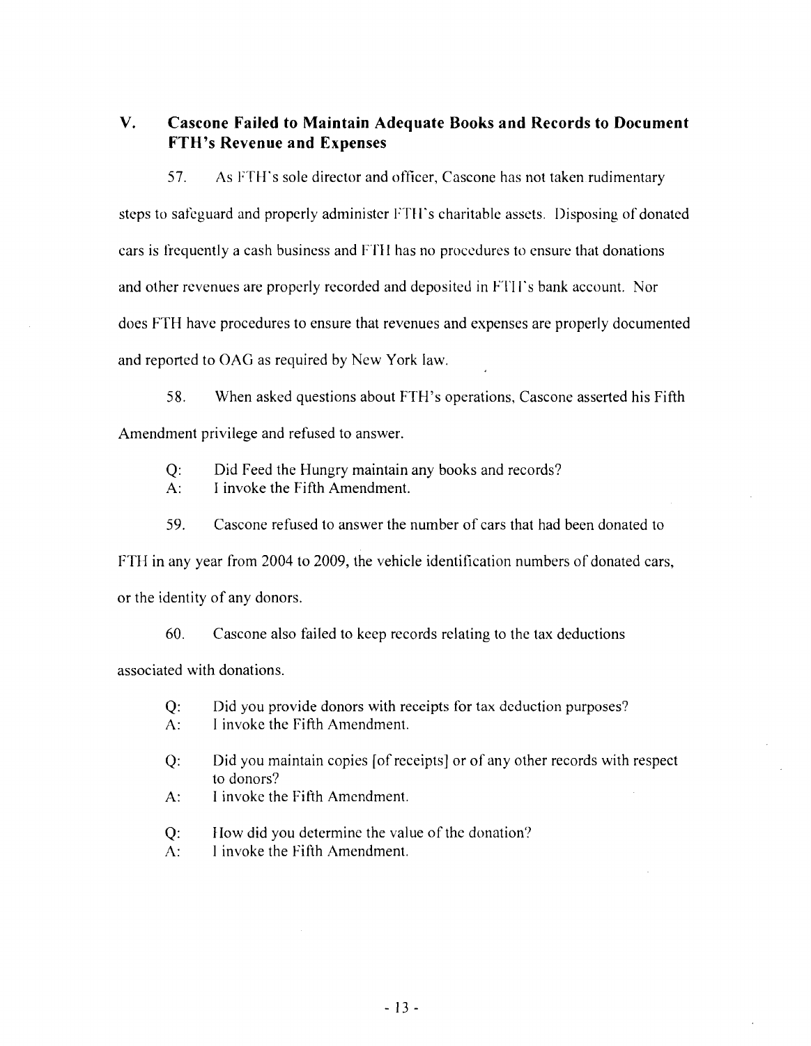## V. Cascone Failed to Maintain Adequate Books and Records to Document FTH's Revenue and Expenses

57. As FTH's sole director and officer, Cascone has not taken rudimentary steps to safeguard and properly administer FTH's charitable assets. Disposing of donated cars is frequently a cash business and FTH has no procedures to ensure that donations and other revenues are properly recorded and deposited in FTH's bank account. Nor does FTH have procedures to ensure that revenues and expenses are properly documented and reported to OAG as required by New York law.

58. When asked questions about FTH's operations, Cascone asserted his Fifth Amendment privilege and refused to answer.

> Q: Did Feed the Hungry maintain any books and records?
> A: I invoke the Fifth Amendment.

59. Cascone refused to answer the number of cars that had been donated to FTH in any year from 2004 to 2009, the vehicle identification numbers of donated cars, or the identity of any donors.

60. Cascone also failed to keep records relating to the tax deductions associated with donations.

> Q: Did you provide donors with receipts for tax deduction purposes?
> A: I invoke the Fifth Amendment.
>
> Q: Did you maintain copies [of receipts] or of any other records with respect to donors?
> A: I invoke the Fifth Amendment.
>
> Q: How did you determine the value of the donation?
> A: I invoke the Fifth Amendment.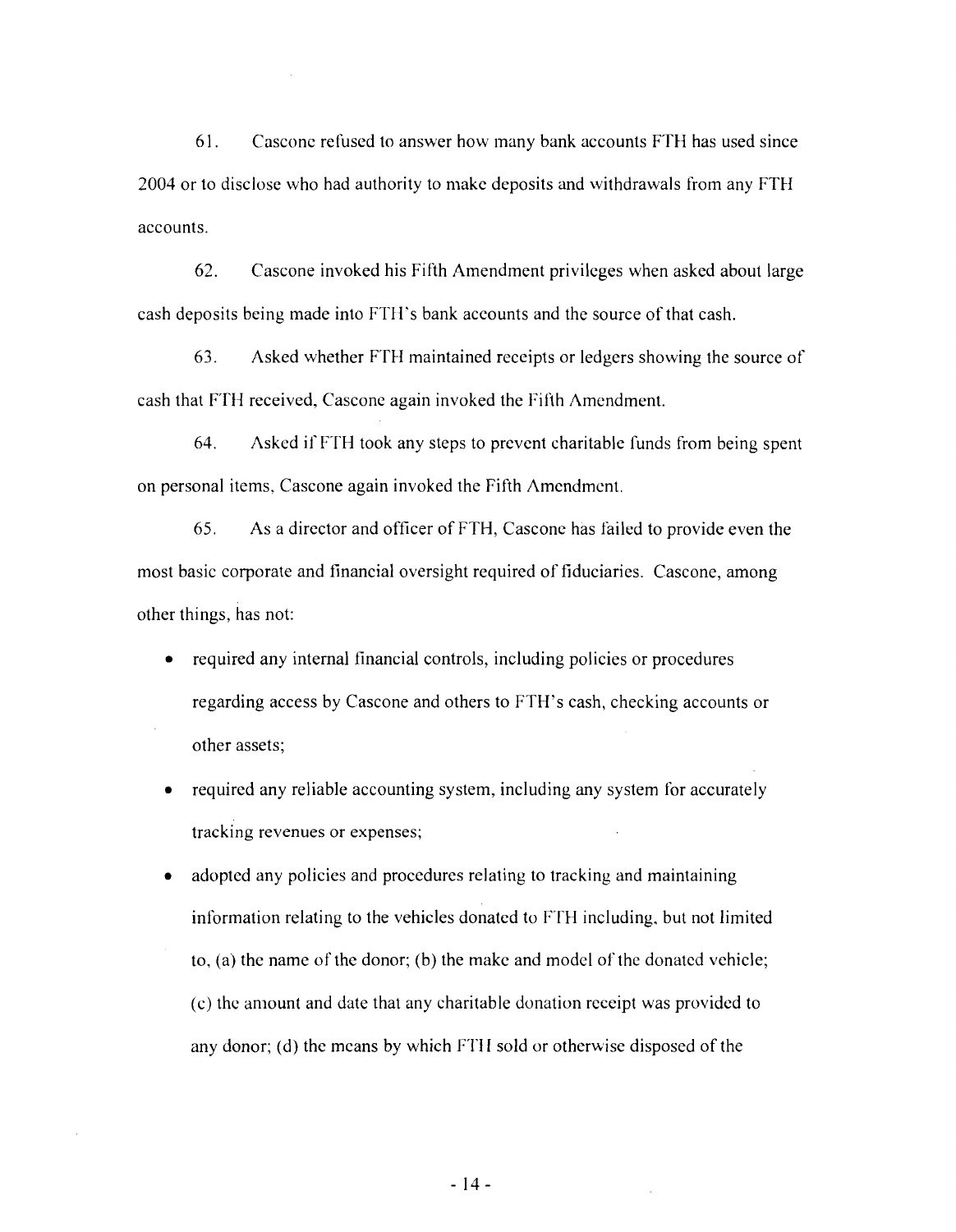61. Cascone refused to answer how many bank accounts FTH has used since 2004 or to disclose who had authority to make deposits and withdrawals from any FTH accounts.

62. Cascone invoked his Fifth Amendment privileges when asked about large cash deposits being made into FTH's bank accounts and the source of that cash.

63. Asked whether FTH maintained receipts or ledgers showing the source of cash that FTH received, Cascone again invoked the Fifth Amendment.

64. Asked if FTH took any steps to prevent charitable funds from being spent on personal items, Cascone again invoked the Fifth Amendment.

65. As a director and officer of FTH, Cascone has failed to provide even the most basic corporate and financial oversight required of fiduciaries. Cascone, among other things, has not:

- required any internal financial controls, including policies or procedures regarding access by Cascone and others to FTH's cash, checking accounts or other assets;
- required any reliable accounting system, including any system for accurately tracking revenues or expenses;
- adopted any policies and procedures relating to tracking and maintaining information relating to the vehicles donated to FTH including, but not limited to, (a) the name of the donor; (b) the make and model of the donated vehicle; (c) the amount and date that any charitable donation receipt was provided to any donor; (d) the means by which FTH sold or otherwise disposed of the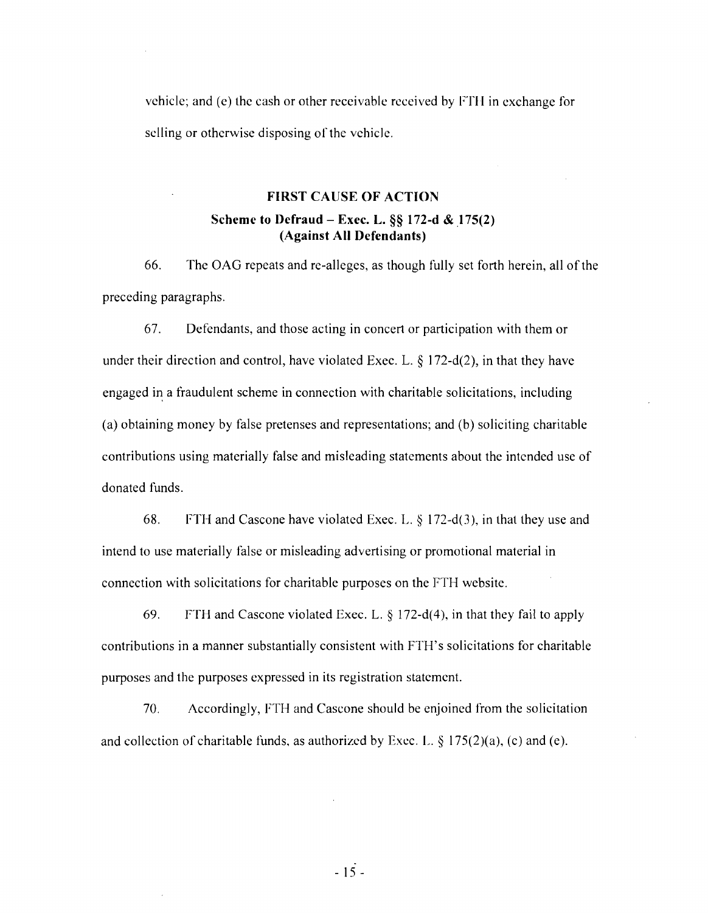vehicle; and (e) the cash or other receivable received by FTH in exchange for selling or otherwise disposing of the vehicle.

## FIRST CAUSE OF ACTION

### Scheme to Defraud – Exec. L. §§ 172-d & 175(2) (Against All Defendants)

66. The OAG repeats and re-alleges, as though fully set forth herein, all of the preceding paragraphs.

67. Defendants, and those acting in concert or participation with them or under their direction and control, have violated Exec. L. § 172-d(2), in that they have engaged in a fraudulent scheme in connection with charitable solicitations, including (a) obtaining money by false pretenses and representations; and (b) soliciting charitable contributions using materially false and misleading statements about the intended use of donated funds.

68. FTH and Cascone have violated Exec. L. § 172-d(3), in that they use and intend to use materially false or misleading advertising or promotional material in connection with solicitations for charitable purposes on the FTH website.

69. FTH and Cascone violated Exec. L. § 172-d(4), in that they fail to apply contributions in a manner substantially consistent with FTH's solicitations for charitable purposes and the purposes expressed in its registration statement.

70. Accordingly, FTH and Cascone should be enjoined from the solicitation and collection of charitable funds, as authorized by Exec. L. § 175(2)(a), (c) and (e).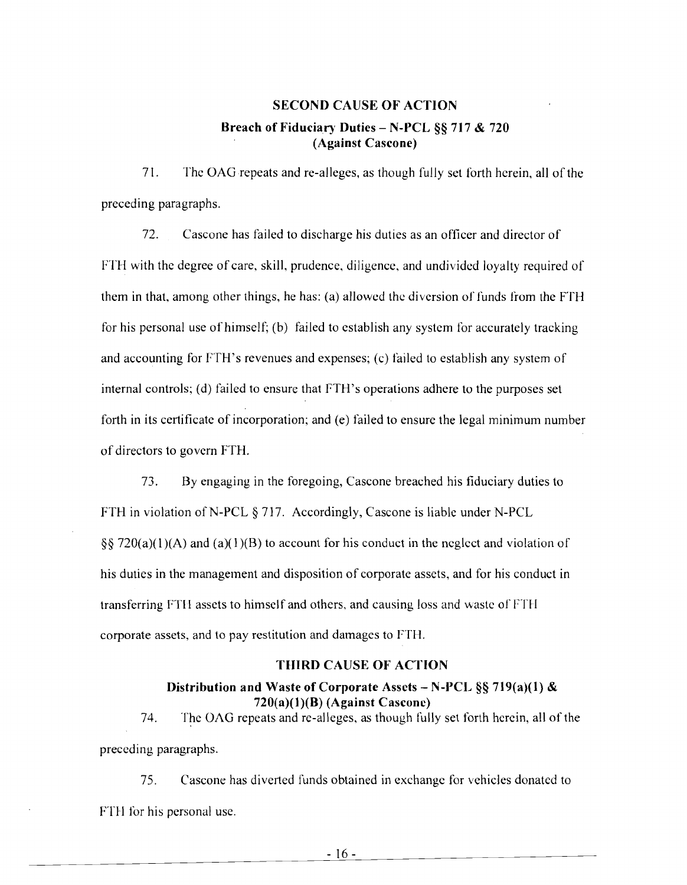## SECOND CAUSE OF ACTION

### Breach of Fiduciary Duties – N-PCL §§ 717 & 720 (Against Cascone)

71. The OAG repeats and re-alleges, as though fully set forth herein, all of the preceding paragraphs.

72. Cascone has failed to discharge his duties as an officer and director of FTH with the degree of care, skill, prudence, diligence, and undivided loyalty required of them in that, among other things, he has: (a) allowed the diversion of funds from the FTH for his personal use of himself; (b) failed to establish any system for accurately tracking and accounting for FTH's revenues and expenses; (c) failed to establish any system of internal controls; (d) failed to ensure that FTH's operations adhere to the purposes set forth in its certificate of incorporation; and (e) failed to ensure the legal minimum number of directors to govern FTH.

73. By engaging in the foregoing, Cascone breached his fiduciary duties to FTH in violation of N-PCL § 717. Accordingly, Cascone is liable under N-PCL §§ 720(a)(1)(A) and (a)(1)(B) to account for his conduct in the neglect and violation of his duties in the management and disposition of corporate assets, and for his conduct in transferring FTH assets to himself and others, and causing loss and waste of FTH corporate assets, and to pay restitution and damages to FTH.

## THIRD CAUSE OF ACTION

### Distribution and Waste of Corporate Assets – N-PCL §§ 719(a)(1) & 720(a)(1)(B) (Against Cascone)

74. The OAG repeats and re-alleges, as though fully set forth herein, all of the preceding paragraphs.

75. Cascone has diverted funds obtained in exchange for vehicles donated to FTH for his personal use.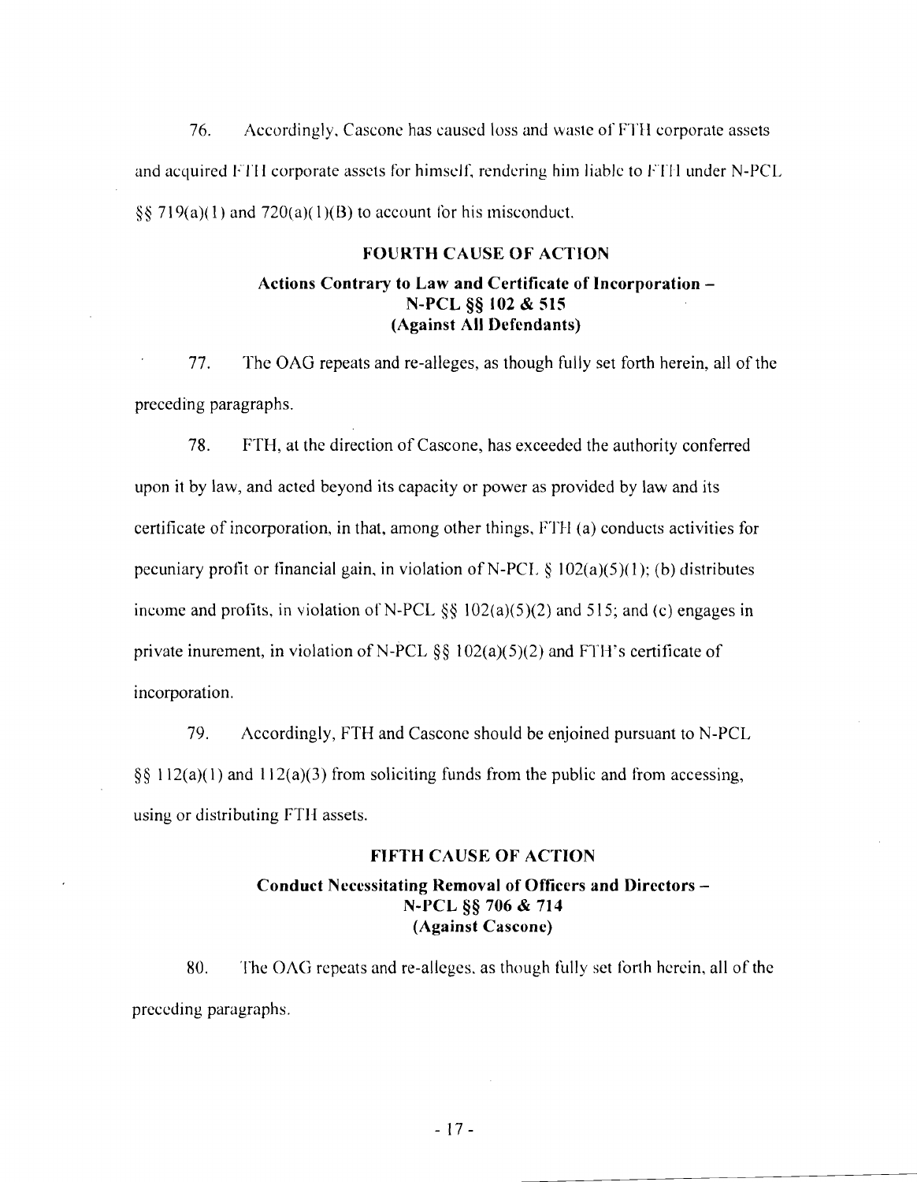76. Accordingly, Cascone has caused loss and waste of FTH corporate assets and acquired FTH corporate assets for himself, rendering him liable to FTH under N-PCL §§ 719(a)(1) and 720(a)(1)(B) to account for his misconduct.

**FOURTH CAUSE OF ACTION**

**Actions Contrary to Law and Certificate of Incorporation – N-PCL §§ 102 & 515 (Against All Defendants)**

77. The OAG repeats and re-alleges, as though fully set forth herein, all of the preceding paragraphs.

78. FTH, at the direction of Cascone, has exceeded the authority conferred upon it by law, and acted beyond its capacity or power as provided by law and its certificate of incorporation, in that, among other things, FTH (a) conducts activities for pecuniary profit or financial gain, in violation of N-PCL § 102(a)(5)(1); (b) distributes income and profits, in violation of N-PCL §§ 102(a)(5)(2) and 515; and (c) engages in private inurement, in violation of N-PCL §§ 102(a)(5)(2) and FTH's certificate of incorporation.

79. Accordingly, FTH and Cascone should be enjoined pursuant to N-PCL §§ 112(a)(1) and 112(a)(3) from soliciting funds from the public and from accessing, using or distributing FTH assets.

**FIFTH CAUSE OF ACTION**

**Conduct Necessitating Removal of Officers and Directors – N-PCL §§ 706 & 714 (Against Cascone)**

80. The OAG repeats and re-alleges, as though fully set forth herein, all of the preceding paragraphs.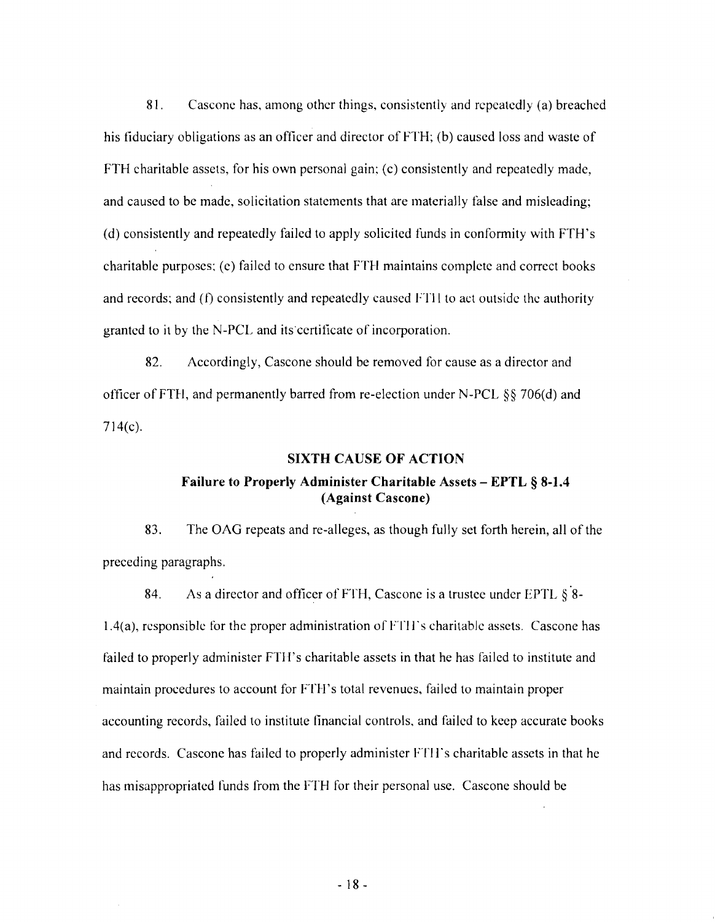81. Cascone has, among other things, consistently and repeatedly (a) breached his fiduciary obligations as an officer and director of FTH; (b) caused loss and waste of FTH charitable assets, for his own personal gain; (c) consistently and repeatedly made, and caused to be made, solicitation statements that are materially false and misleading; (d) consistently and repeatedly failed to apply solicited funds in conformity with FTH's charitable purposes; (e) failed to ensure that FTH maintains complete and correct books and records; and (f) consistently and repeatedly caused FTH to act outside the authority granted to it by the N-PCL and its certificate of incorporation.

82. Accordingly, Cascone should be removed for cause as a director and officer of FTH, and permanently barred from re-election under N-PCL §§ 706(d) and 714(c).

**SIXTH CAUSE OF ACTION**

**Failure to Properly Administer Charitable Assets – EPTL § 8-1.4 (Against Cascone)**

83. The OAG repeats and re-alleges, as though fully set forth herein, all of the preceding paragraphs.

84. As a director and officer of FTH, Cascone is a trustee under EPTL § 8-1.4(a), responsible for the proper administration of FTH's charitable assets. Cascone has failed to properly administer FTH's charitable assets in that he has failed to institute and maintain procedures to account for FTH's total revenues, failed to maintain proper accounting records, failed to institute financial controls, and failed to keep accurate books and records. Cascone has failed to properly administer FTH's charitable assets in that he has misappropriated funds from the FTH for their personal use. Cascone should be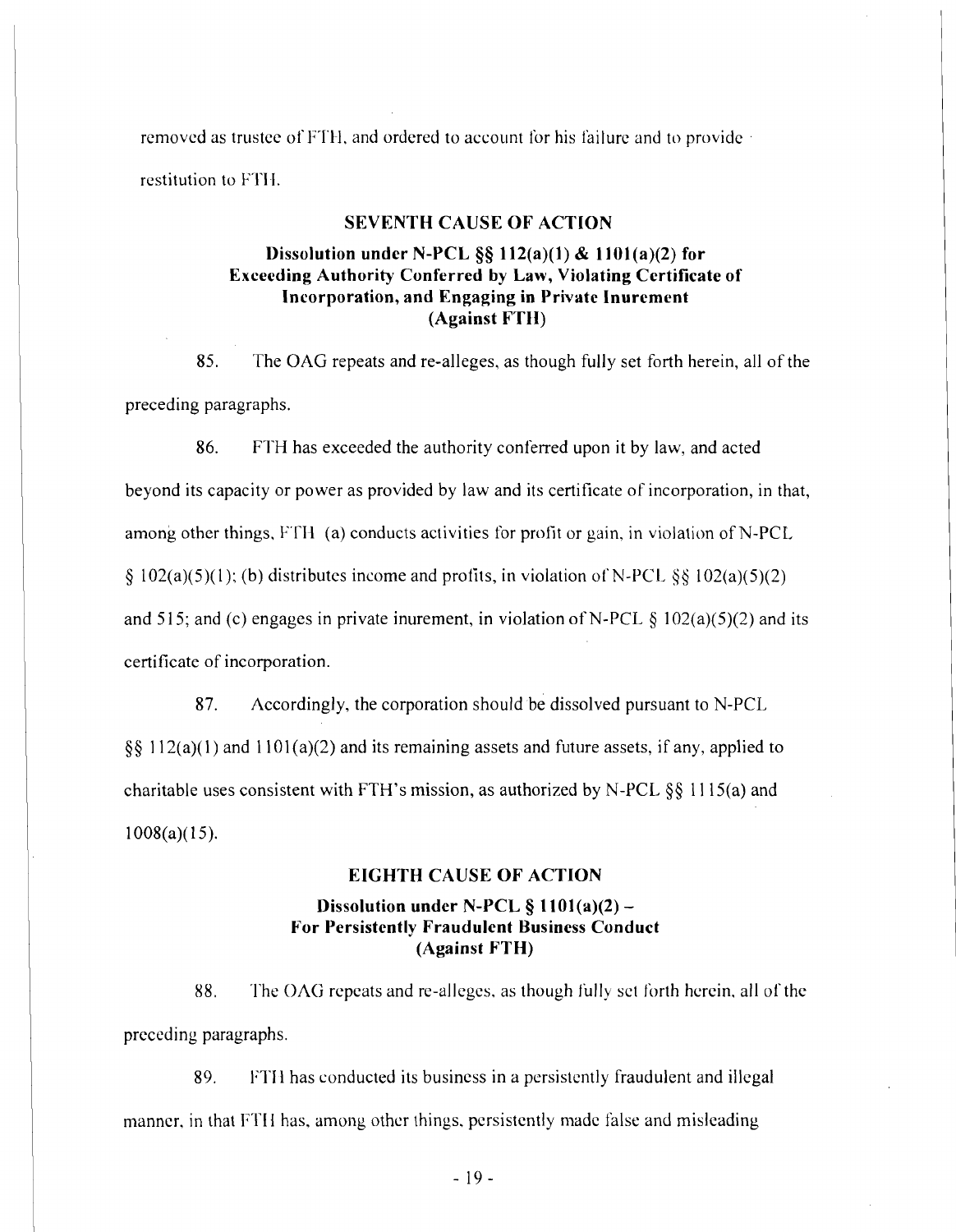removed as trustee of FTH, and ordered to account for his failure and to provide restitution to FTH.

## SEVENTH CAUSE OF ACTION

### Dissolution under N-PCL §§ 112(a)(1) & 1101(a)(2) for Exceeding Authority Conferred by Law, Violating Certificate of Incorporation, and Engaging in Private Inurement (Against FTH)

85. The OAG repeats and re-alleges, as though fully set forth herein, all of the preceding paragraphs.

86. FTH has exceeded the authority conferred upon it by law, and acted beyond its capacity or power as provided by law and its certificate of incorporation, in that, among other things, FTH (a) conducts activities for profit or gain, in violation of N-PCL § 102(a)(5)(1); (b) distributes income and profits, in violation of N-PCL §§ 102(a)(5)(2) and 515; and (c) engages in private inurement, in violation of N-PCL § 102(a)(5)(2) and its certificate of incorporation.

87. Accordingly, the corporation should be dissolved pursuant to N-PCL §§ 112(a)(1) and 1101(a)(2) and its remaining assets and future assets, if any, applied to charitable uses consistent with FTH's mission, as authorized by N-PCL §§ 1115(a) and 1008(a)(15).

## EIGHTH CAUSE OF ACTION

### Dissolution under N-PCL § 1101(a)(2) – For Persistently Fraudulent Business Conduct (Against FTH)

88. The OAG repeats and re-alleges, as though fully set forth herein, all of the preceding paragraphs.

89. FTH has conducted its business in a persistently fraudulent and illegal manner, in that FTH has, among other things, persistently made false and misleading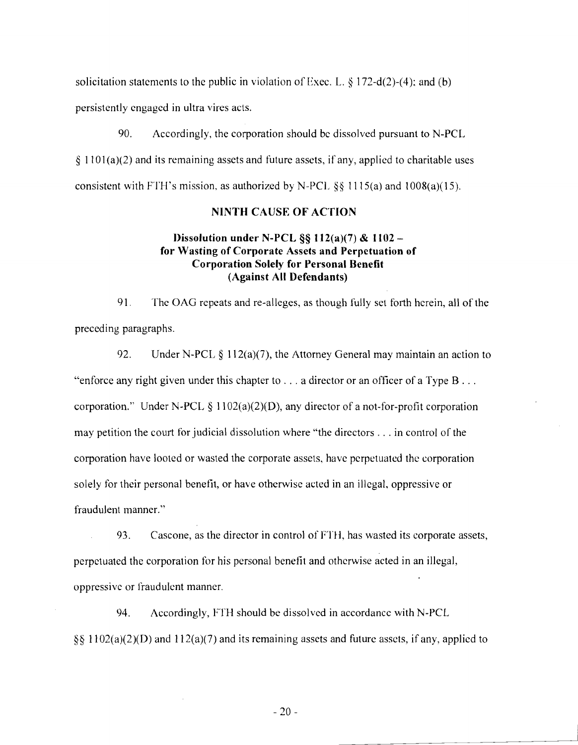solicitation statements to the public in violation of Exec. L. § 172-d(2)-(4); and (b) persistently engaged in ultra vires acts.

90. Accordingly, the corporation should be dissolved pursuant to N-PCL § 1101(a)(2) and its remaining assets and future assets, if any, applied to charitable uses consistent with FTH's mission, as authorized by N-PCL §§ 1115(a) and 1008(a)(15).

## NINTH CAUSE OF ACTION

### Dissolution under N-PCL §§ 112(a)(7) & 1102 – for Wasting of Corporate Assets and Perpetuation of Corporation Solely for Personal Benefit (Against All Defendants)

91. The OAG repeats and re-alleges, as though fully set forth herein, all of the preceding paragraphs.

92. Under N-PCL § 112(a)(7), the Attorney General may maintain an action to "enforce any right given under this chapter to . . . a director or an officer of a Type B . . . corporation." Under N-PCL § 1102(a)(2)(D), any director of a not-for-profit corporation may petition the court for judicial dissolution where "the directors . . . in control of the corporation have looted or wasted the corporate assets, have perpetuated the corporation solely for their personal benefit, or have otherwise acted in an illegal, oppressive or fraudulent manner."

93. Cascone, as the director in control of FTH, has wasted its corporate assets, perpetuated the corporation for his personal benefit and otherwise acted in an illegal, oppressive or fraudulent manner.

94. Accordingly, FTH should be dissolved in accordance with N-PCL §§ 1102(a)(2)(D) and 112(a)(7) and its remaining assets and future assets, if any, applied to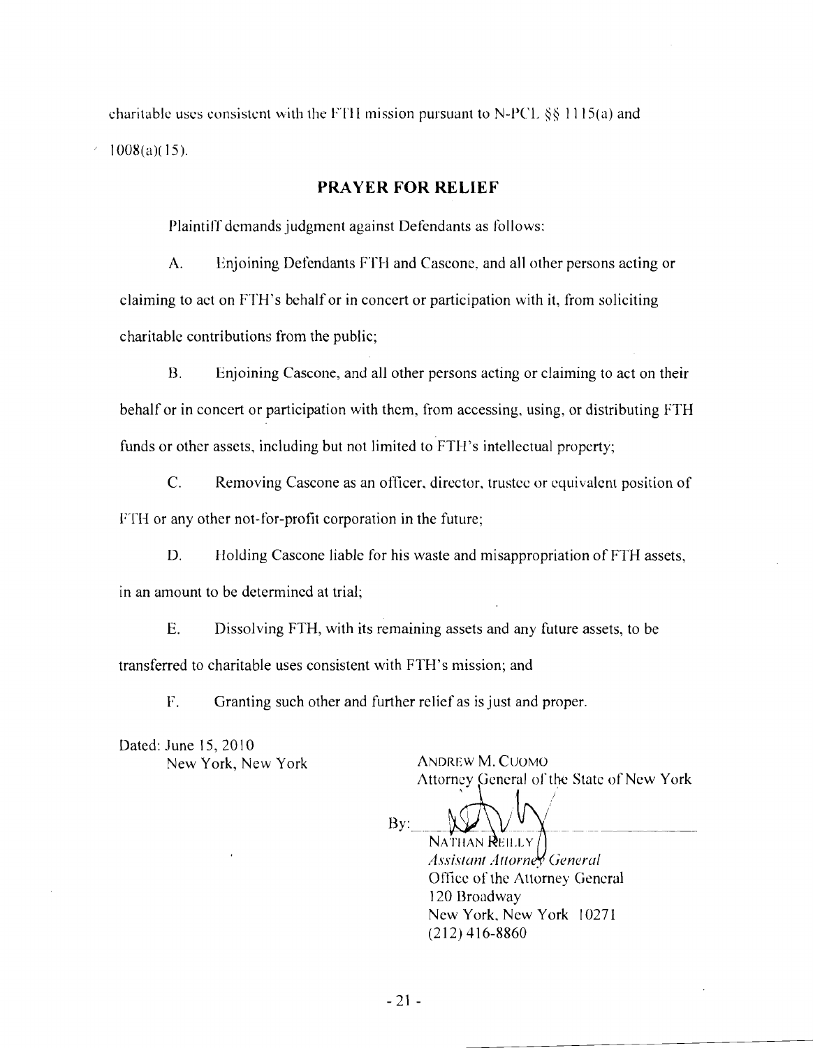charitable uses consistent with the FTH mission pursuant to N-PCL §§ 1115(a) and 1008(a)(15).

## PRAYER FOR RELIEF

Plaintiff demands judgment against Defendants as follows:

A. Enjoining Defendants FTH and Cascone, and all other persons acting or claiming to act on FTH's behalf or in concert or participation with it, from soliciting charitable contributions from the public;

B. Enjoining Cascone, and all other persons acting or claiming to act on their behalf or in concert or participation with them, from accessing, using, or distributing FTH funds or other assets, including but not limited to FTH's intellectual property;

C. Removing Cascone as an officer, director, trustee or equivalent position of FTH or any other not-for-profit corporation in the future;

D. Holding Cascone liable for his waste and misappropriation of FTH assets, in an amount to be determined at trial;

E. Dissolving FTH, with its remaining assets and any future assets, to be transferred to charitable uses consistent with FTH's mission; and

F. Granting such other and further relief as is just and proper.

Dated: June 15, 2010
New York, New York

ANDREW M. CUOMO
Attorney General of the State of New York

By: ______________________
NATHAN REILLY
*Assistant Attorney General*
Office of the Attorney General
120 Broadway
New York, New York 10271
(212) 416-8860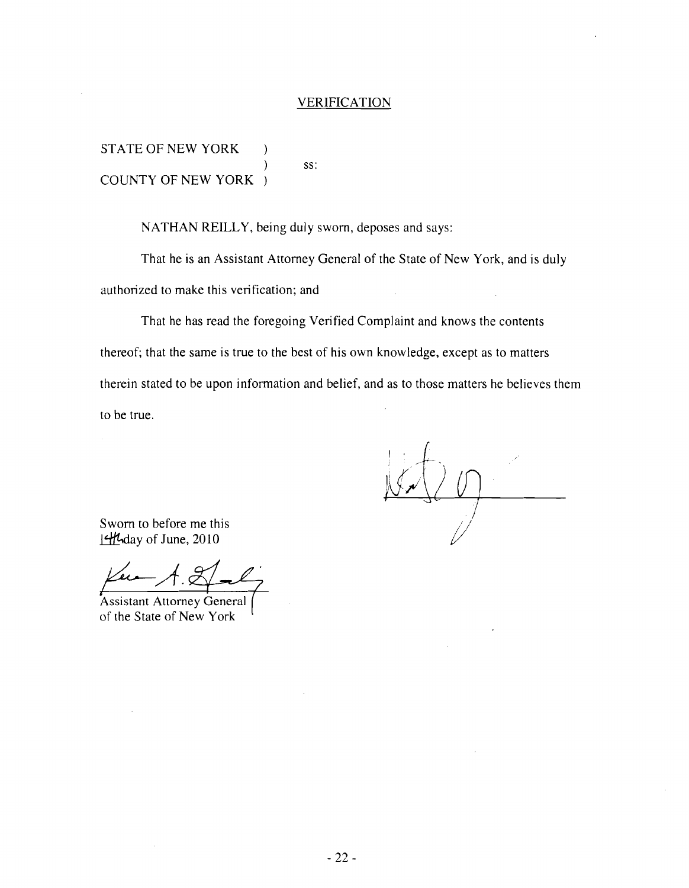## VERIFICATION

STATE OF NEW YORK )
) ss:
COUNTY OF NEW YORK )

NATHAN REILLY, being duly sworn, deposes and says:

That he is an Assistant Attorney General of the State of New York, and is duly authorized to make this verification; and

That he has read the foregoing Verified Complaint and knows the contents thereof; that the same is true to the best of his own knowledge, except as to matters therein stated to be upon information and belief, and as to those matters he believes them to be true.

Sworn to before me this
14th day of June, 2010

Assistant Attorney General
of the State of New York